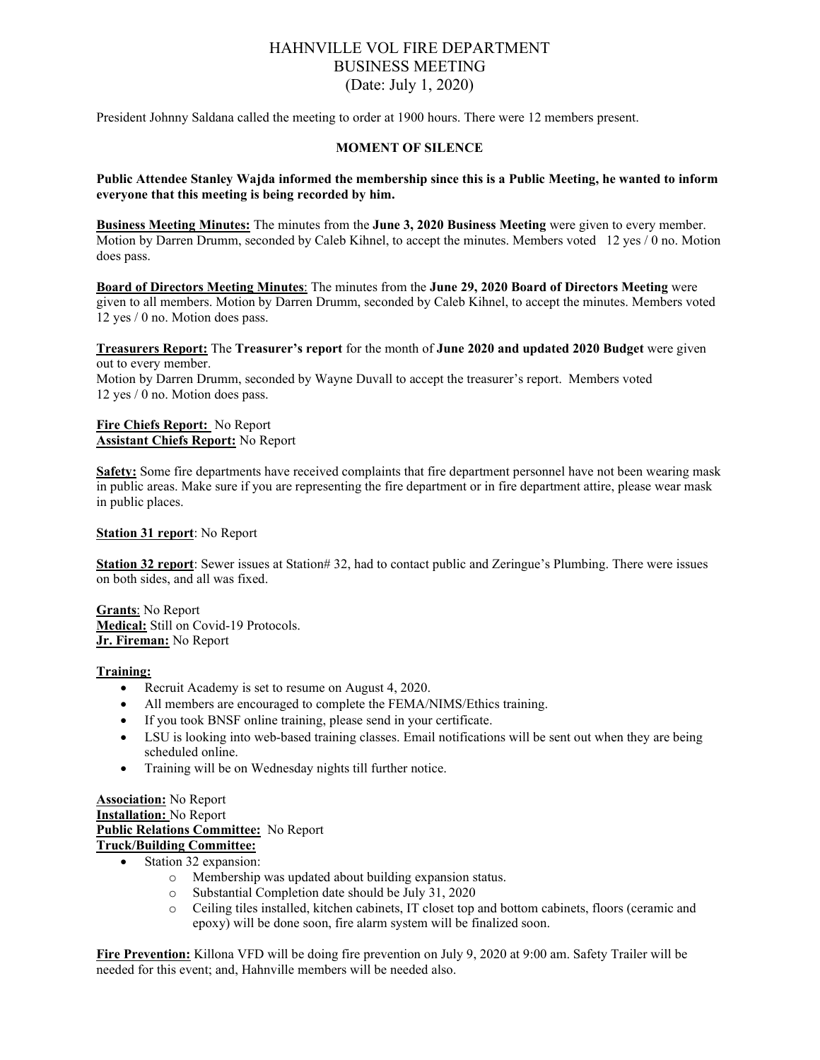# HAHNVILLE VOL FIRE DEPARTMENT
## BUSINESS MEETING
### (Date: July 1, 2020)

President Johnny Saldana called the meeting to order at 1900 hours. There were 12 members present.

**MOMENT OF SILENCE**

**Public Attendee Stanley Wajda informed the membership since this is a Public Meeting, he wanted to inform everyone that this meeting is being recorded by him.**

**Business Meeting Minutes:** The minutes from the **June 3, 2020 Business Meeting** were given to every member. Motion by Darren Drumm, seconded by Caleb Kihnel, to accept the minutes. Members voted 12 yes / 0 no. Motion does pass.

**Board of Directors Meeting Minutes**: The minutes from the **June 29, 2020 Board of Directors Meeting** were given to all members. Motion by Darren Drumm, seconded by Caleb Kihnel, to accept the minutes. Members voted 12 yes / 0 no. Motion does pass.

**Treasurers Report:** The **Treasurer's report** for the month of **June 2020 and updated 2020 Budget** were given out to every member.
Motion by Darren Drumm, seconded by Wayne Duvall to accept the treasurer's report. Members voted 12 yes / 0 no. Motion does pass.

**Fire Chiefs Report:** No Report
**Assistant Chiefs Report:** No Report

**Safety:** Some fire departments have received complaints that fire department personnel have not been wearing mask in public areas. Make sure if you are representing the fire department or in fire department attire, please wear mask in public places.

**Station 31 report**: No Report

**Station 32 report**: Sewer issues at Station# 32, had to contact public and Zeringue's Plumbing. There were issues on both sides, and all was fixed.

**Grants**: No Report
**Medical:** Still on Covid-19 Protocols.
**Jr. Fireman:** No Report

**Training:**

- Recruit Academy is set to resume on August 4, 2020.
- All members are encouraged to complete the FEMA/NIMS/Ethics training.
- If you took BNSF online training, please send in your certificate.
- LSU is looking into web-based training classes. Email notifications will be sent out when they are being scheduled online.
- Training will be on Wednesday nights till further notice.

**Association:** No Report
**Installation:** No Report
**Public Relations Committee:** No Report
**Truck/Building Committee:**

- Station 32 expansion:
  - Membership was updated about building expansion status.
  - Substantial Completion date should be July 31, 2020
  - Ceiling tiles installed, kitchen cabinets, IT closet top and bottom cabinets, floors (ceramic and epoxy) will be done soon, fire alarm system will be finalized soon.

**Fire Prevention:** Killona VFD will be doing fire prevention on July 9, 2020 at 9:00 am. Safety Trailer will be needed for this event; and, Hahnville members will be needed also.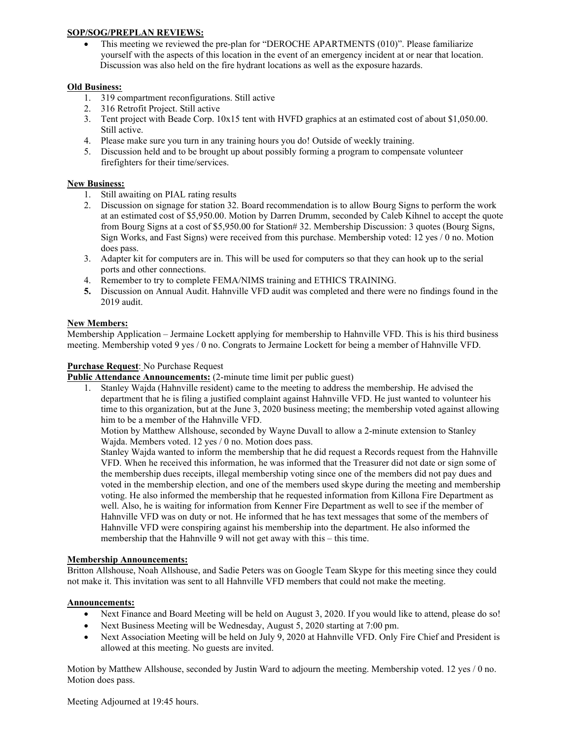**SOP/SOG/PREPLAN REVIEWS:**

- This meeting we reviewed the pre-plan for "DEROCHE APARTMENTS (010)". Please familiarize yourself with the aspects of this location in the event of an emergency incident at or near that location. Discussion was also held on the fire hydrant locations as well as the exposure hazards.

**Old Business:**

1. 319 compartment reconfigurations. Still active
2. 316 Retrofit Project. Still active
3. Tent project with Beade Corp. 10x15 tent with HVFD graphics at an estimated cost of about $1,050.00. Still active.
4. Please make sure you turn in any training hours you do! Outside of weekly training.
5. Discussion held and to be brought up about possibly forming a program to compensate volunteer firefighters for their time/services.

**New Business:**

1. Still awaiting on PIAL rating results
2. Discussion on signage for station 32. Board recommendation is to allow Bourg Signs to perform the work at an estimated cost of $5,950.00. Motion by Darren Drumm, seconded by Caleb Kihnel to accept the quote from Bourg Signs at a cost of $5,950.00 for Station# 32. Membership Discussion: 3 quotes (Bourg Signs, Sign Works, and Fast Signs) were received from this purchase. Membership voted: 12 yes / 0 no. Motion does pass.
3. Adapter kit for computers are in. This will be used for computers so that they can hook up to the serial ports and other connections.
4. Remember to try to complete FEMA/NIMS training and ETHICS TRAINING.
5. Discussion on Annual Audit. Hahnville VFD audit was completed and there were no findings found in the 2019 audit.

**New Members:**

Membership Application – Jermaine Lockett applying for membership to Hahnville VFD. This is his third business meeting. Membership voted 9 yes / 0 no. Congrats to Jermaine Lockett for being a member of Hahnville VFD.

**Purchase Request**: No Purchase Request

**Public Attendance Announcements:** (2-minute time limit per public guest)

1. Stanley Wajda (Hahnville resident) came to the meeting to address the membership. He advised the department that he is filing a justified complaint against Hahnville VFD. He just wanted to volunteer his time to this organization, but at the June 3, 2020 business meeting; the membership voted against allowing him to be a member of the Hahnville VFD.

   Motion by Matthew Allshouse, seconded by Wayne Duvall to allow a 2-minute extension to Stanley Wajda. Members voted. 12 yes / 0 no. Motion does pass.

   Stanley Wajda wanted to inform the membership that he did request a Records request from the Hahnville VFD. When he received this information, he was informed that the Treasurer did not date or sign some of the membership dues receipts, illegal membership voting since one of the members did not pay dues and voted in the membership election, and one of the members used skype during the meeting and membership voting. He also informed the membership that he requested information from Killona Fire Department as well. Also, he is waiting for information from Kenner Fire Department as well to see if the member of Hahnville VFD was on duty or not. He informed that he has text messages that some of the members of Hahnville VFD were conspiring against his membership into the department. He also informed the membership that the Hahnville 9 will not get away with this – this time.

**Membership Announcements:**

Britton Allshouse, Noah Allshouse, and Sadie Peters was on Google Team Skype for this meeting since they could not make it. This invitation was sent to all Hahnville VFD members that could not make the meeting.

**Announcements:**

- Next Finance and Board Meeting will be held on August 3, 2020. If you would like to attend, please do so!
- Next Business Meeting will be Wednesday, August 5, 2020 starting at 7:00 pm.
- Next Association Meeting will be held on July 9, 2020 at Hahnville VFD. Only Fire Chief and President is allowed at this meeting. No guests are invited.

Motion by Matthew Allshouse, seconded by Justin Ward to adjourn the meeting. Membership voted. 12 yes / 0 no. Motion does pass.

Meeting Adjourned at 19:45 hours.